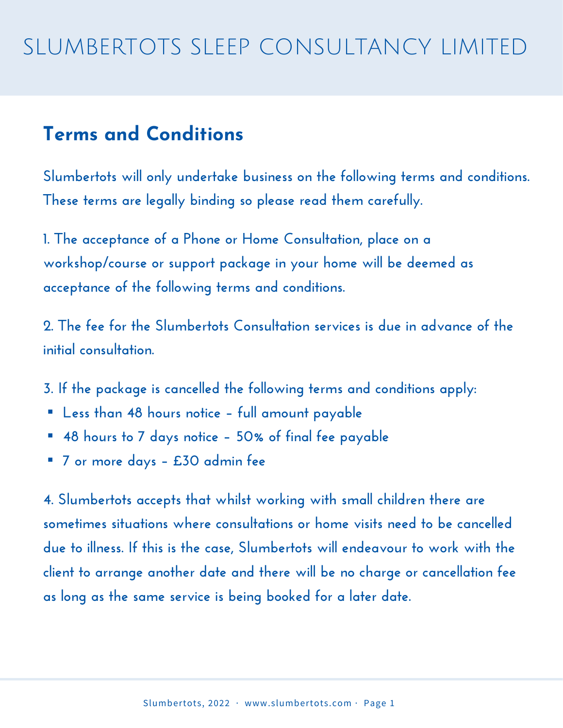# SLUMBERTOTS SLEEP CONSULTANCY LIMITED

## Terms and Conditions

Slumbertots will only undertake business on the following terms and conditions. These terms are legally binding so please read them carefully.

1. The acceptance of a Phone or Home Consultation, place on a workshop/course or support package in your home will be deemed as acceptance of the following terms and conditions.

2. The fee for the Slumbertots Consultation services is due in advance of the initial consultation.

3. If the package is cancelled the following terms and conditions apply:
   - Less than 48 hours notice – full amount payable
   - 48 hours to 7 days notice – 50% of final fee payable
   - 7 or more days – £30 admin fee

4. Slumbertots accepts that whilst working with small children there are sometimes situations where consultations or home visits need to be cancelled due to illness. If this is the case, Slumbertots will endeavour to work with the client to arrange another date and there will be no charge or cancellation fee as long as the same service is being booked for a later date.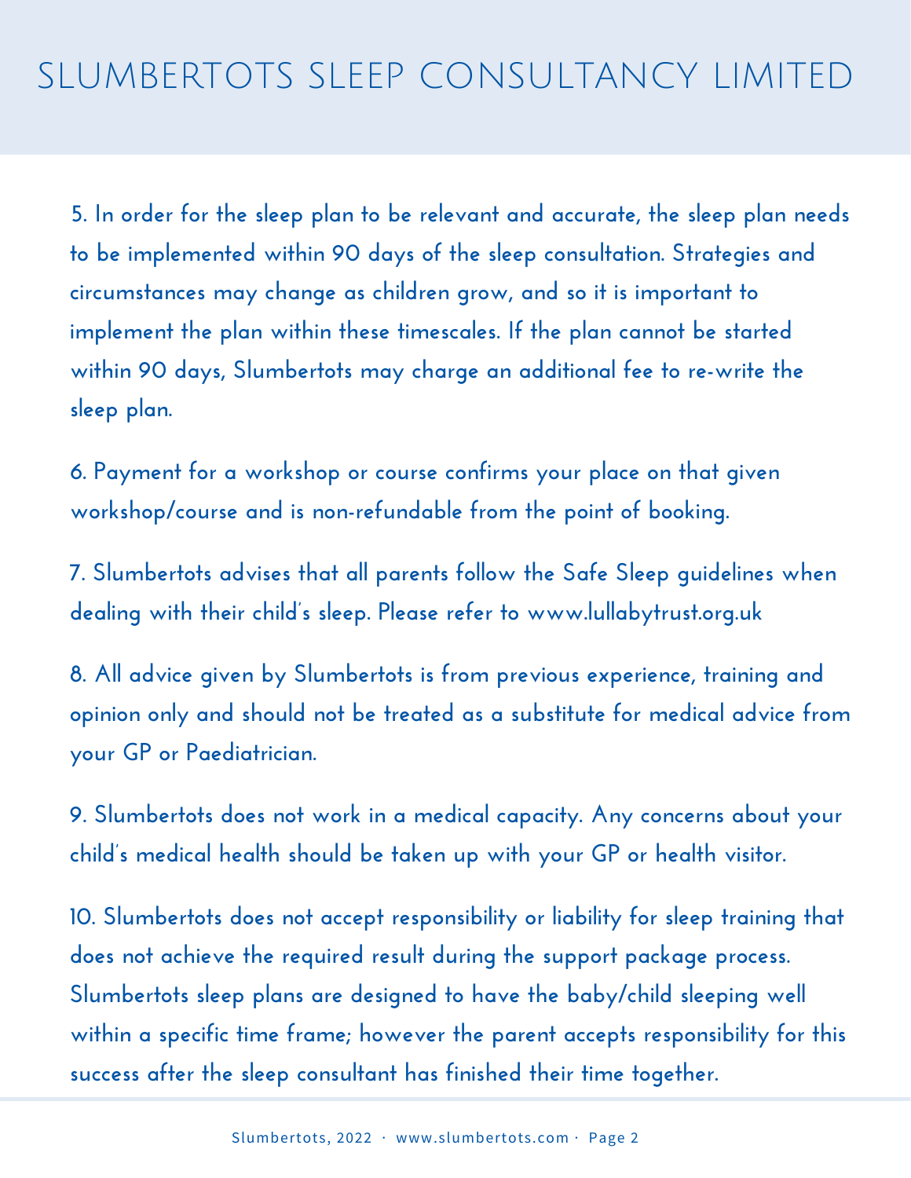# SLUMBERTOTS SLEEP CONSULTANCY LIMITED

5. In order for the sleep plan to be relevant and accurate, the sleep plan needs to be implemented within 90 days of the sleep consultation. Strategies and circumstances may change as children grow, and so it is important to implement the plan within these timescales. If the plan cannot be started within 90 days, Slumbertots may charge an additional fee to re-write the sleep plan.

6. Payment for a workshop or course confirms your place on that given workshop/course and is non-refundable from the point of booking.

7. Slumbertots advises that all parents follow the Safe Sleep guidelines when dealing with their child's sleep. Please refer to www.lullabytrust.org.uk

8. All advice given by Slumbertots is from previous experience, training and opinion only and should not be treated as a substitute for medical advice from your GP or Paediatrician.

9. Slumbertots does not work in a medical capacity. Any concerns about your child's medical health should be taken up with your GP or health visitor.

10. Slumbertots does not accept responsibility or liability for sleep training that does not achieve the required result during the support package process. Slumbertots sleep plans are designed to have the baby/child sleeping well within a specific time frame; however the parent accepts responsibility for this success after the sleep consultant has finished their time together.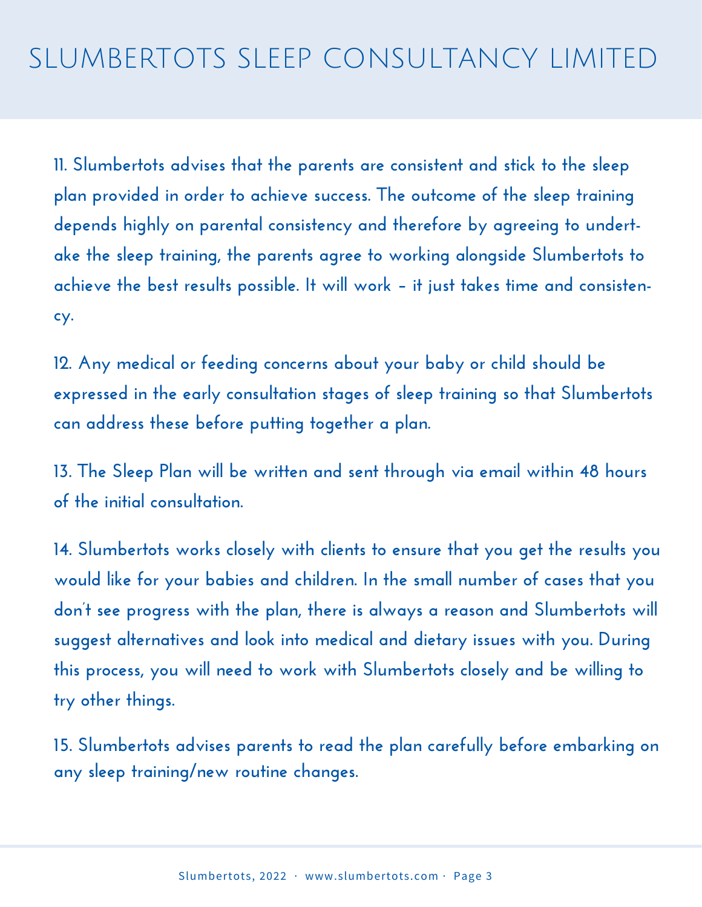# SLUMBERTOTS SLEEP CONSULTANCY LIMITED

11. Slumbertots advises that the parents are consistent and stick to the sleep plan provided in order to achieve success. The outcome of the sleep training depends highly on parental consistency and therefore by agreeing to undertake the sleep training, the parents agree to working alongside Slumbertots to achieve the best results possible. It will work – it just takes time and consistency.

12. Any medical or feeding concerns about your baby or child should be expressed in the early consultation stages of sleep training so that Slumbertots can address these before putting together a plan.

13. The Sleep Plan will be written and sent through via email within 48 hours of the initial consultation.

14. Slumbertots works closely with clients to ensure that you get the results you would like for your babies and children. In the small number of cases that you don't see progress with the plan, there is always a reason and Slumbertots will suggest alternatives and look into medical and dietary issues with you. During this process, you will need to work with Slumbertots closely and be willing to try other things.

15. Slumbertots advises parents to read the plan carefully before embarking on any sleep training/new routine changes.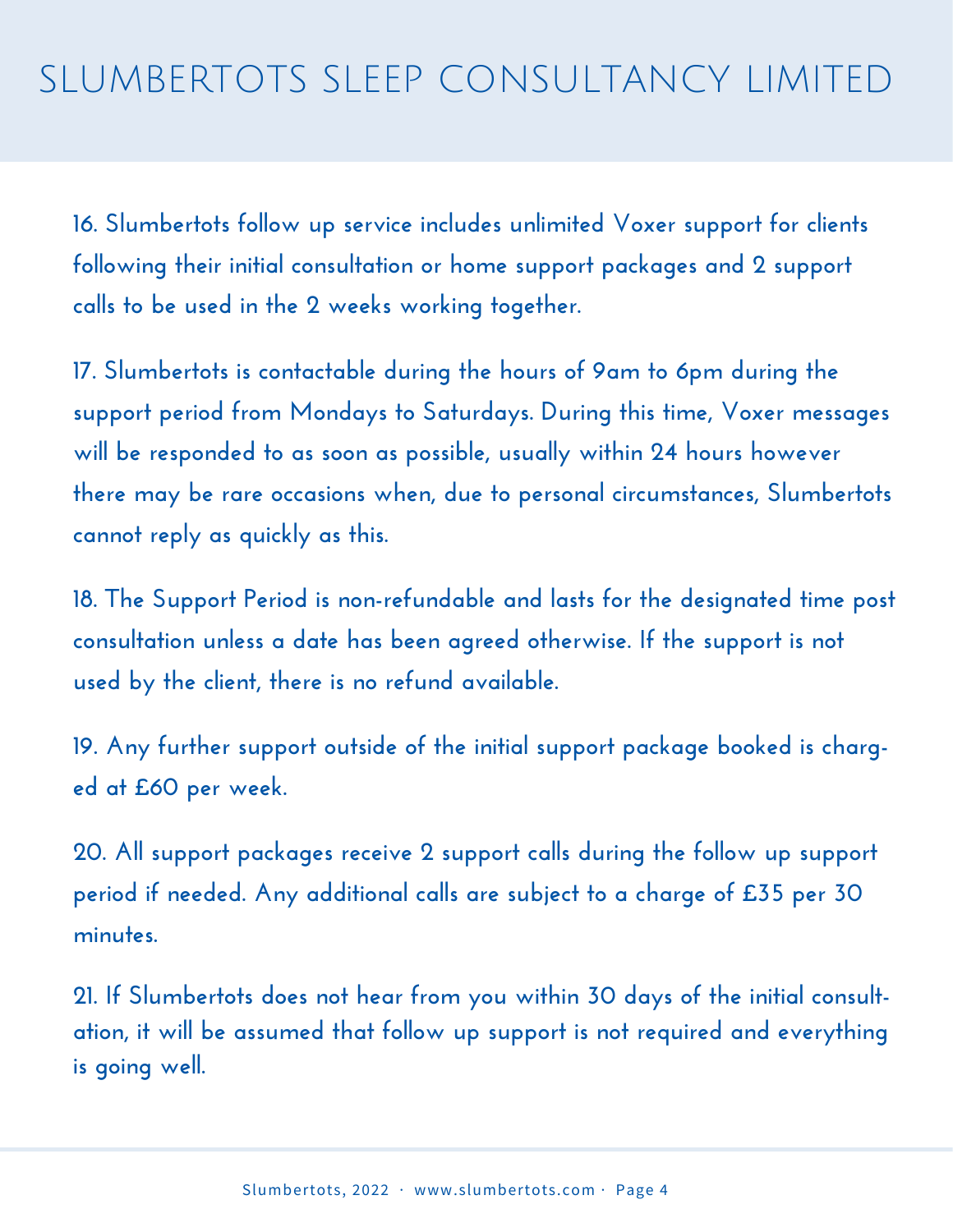16. Slumbertots follow up service includes unlimited Voxer support for clients following their initial consultation or home support packages and 2 support calls to be used in the 2 weeks working together.

17. Slumbertots is contactable during the hours of 9am to 6pm during the support period from Mondays to Saturdays. During this time, Voxer messages will be responded to as soon as possible, usually within 24 hours however there may be rare occasions when, due to personal circumstances, Slumbertots cannot reply as quickly as this.

18. The Support Period is non-refundable and lasts for the designated time post consultation unless a date has been agreed otherwise. If the support is not used by the client, there is no refund available.

19. Any further support outside of the initial support package booked is charged at £60 per week.

20. All support packages receive 2 support calls during the follow up support period if needed. Any additional calls are subject to a charge of £35 per 30 minutes.

21. If Slumbertots does not hear from you within 30 days of the initial consultation, it will be assumed that follow up support is not required and everything is going well.